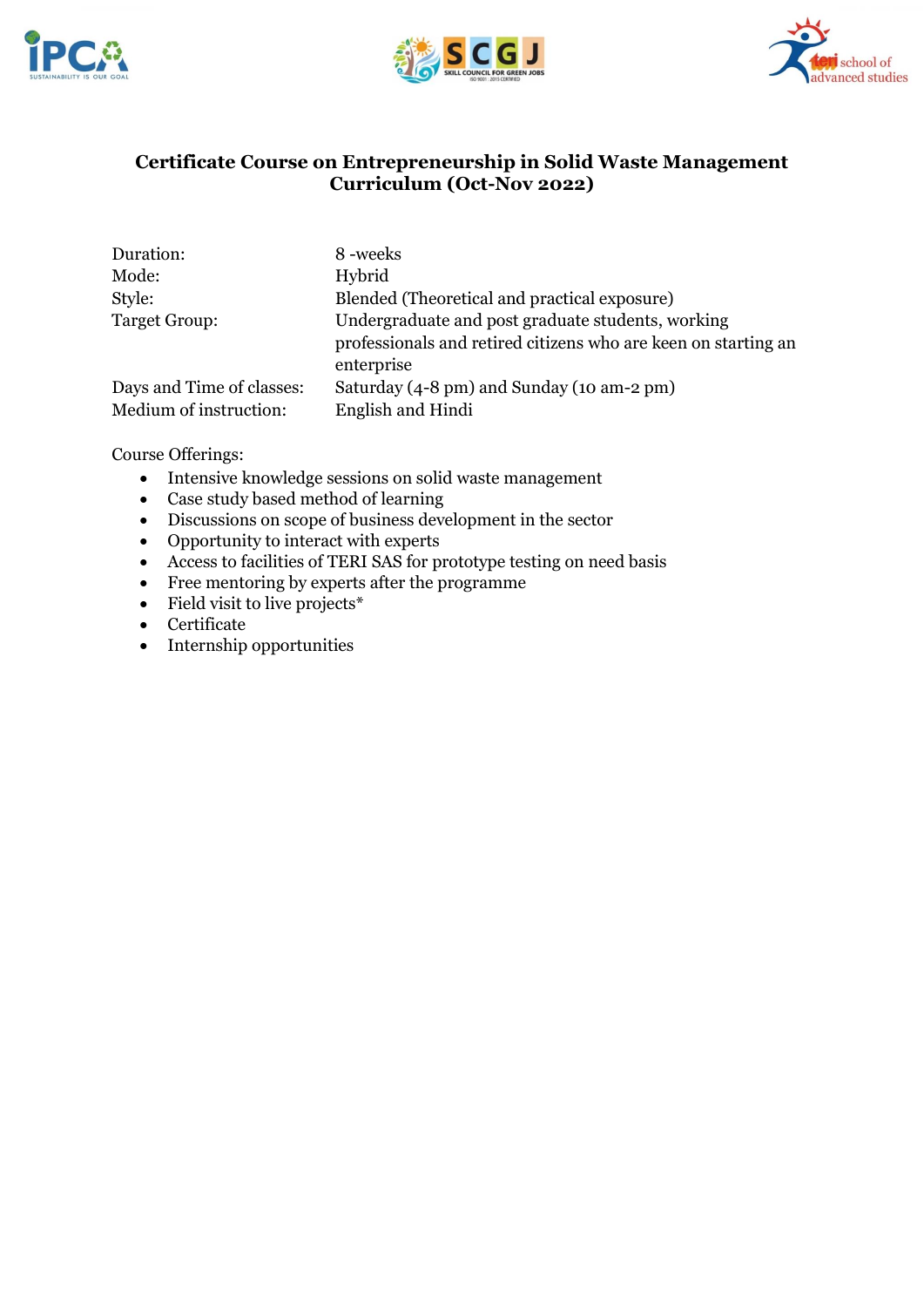# Certificate Course on Entrepreneurship in Solid Waste Management Curriculum (Oct-Nov 2022)

| | |
|---|---|
| Duration: | 8 -weeks |
| Mode: | Hybrid |
| Style: | Blended (Theoretical and practical exposure) |
| Target Group: | Undergraduate and post graduate students, working professionals and retired citizens who are keen on starting an enterprise |
| Days and Time of classes: | Saturday (4-8 pm) and Sunday (10 am-2 pm) |
| Medium of instruction: | English and Hindi |

Course Offerings:

- Intensive knowledge sessions on solid waste management
- Case study based method of learning
- Discussions on scope of business development in the sector
- Opportunity to interact with experts
- Access to facilities of TERI SAS for prototype testing on need basis
- Free mentoring by experts after the programme
- Field visit to live projects*
- Certificate
- Internship opportunities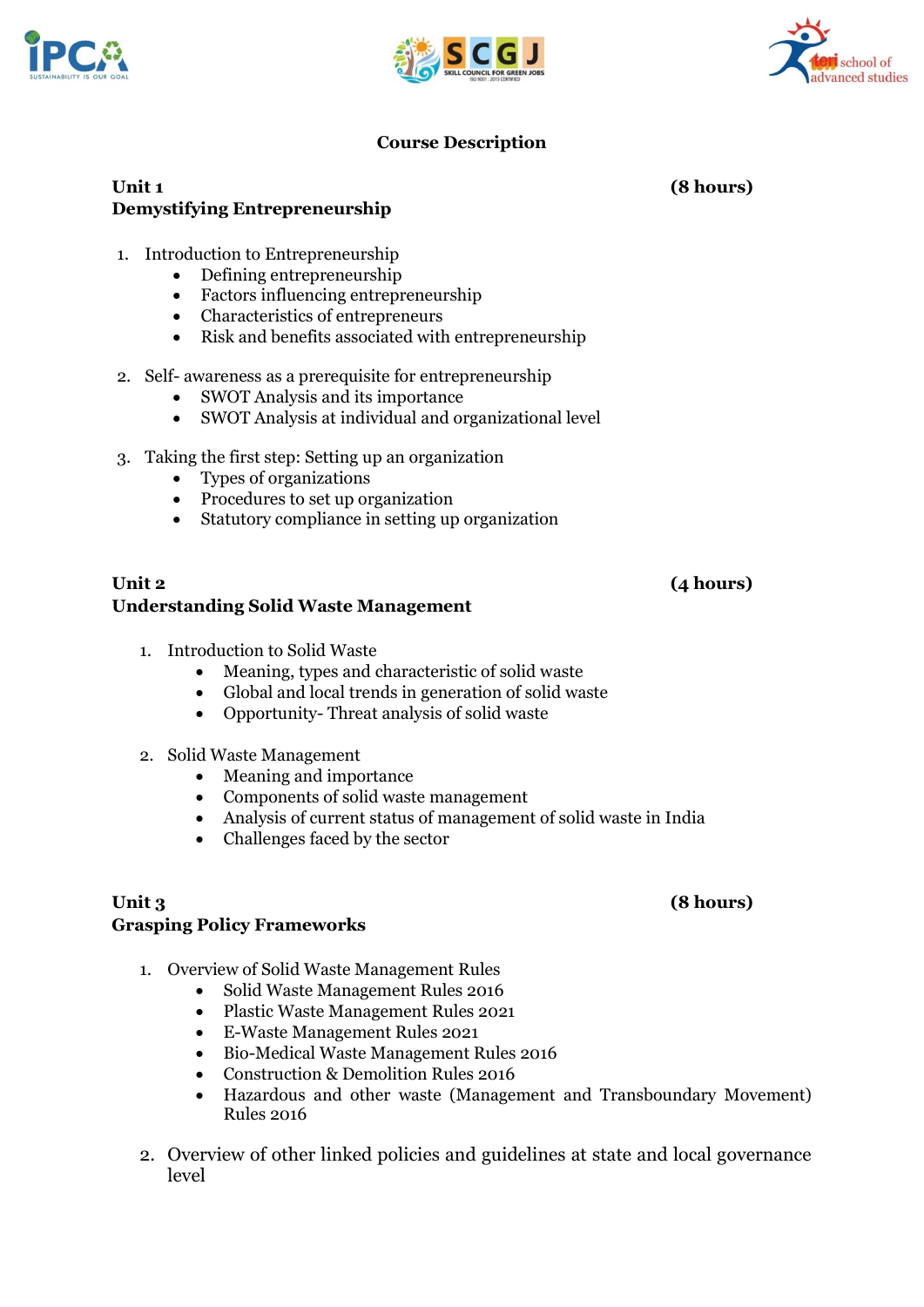## Course Description

**Unit 1** **(8 hours)**
**Demystifying Entrepreneurship**

1. Introduction to Entrepreneurship
   - Defining entrepreneurship
   - Factors influencing entrepreneurship
   - Characteristics of entrepreneurs
   - Risk and benefits associated with entrepreneurship

2. Self- awareness as a prerequisite for entrepreneurship
   - SWOT Analysis and its importance
   - SWOT Analysis at individual and organizational level

3. Taking the first step: Setting up an organization
   - Types of organizations
   - Procedures to set up organization
   - Statutory compliance in setting up organization

**Unit 2** **(4 hours)**
**Understanding Solid Waste Management**

1. Introduction to Solid Waste
   - Meaning, types and characteristic of solid waste
   - Global and local trends in generation of solid waste
   - Opportunity- Threat analysis of solid waste

2. Solid Waste Management
   - Meaning and importance
   - Components of solid waste management
   - Analysis of current status of management of solid waste in India
   - Challenges faced by the sector

**Unit 3** **(8 hours)**
**Grasping Policy Frameworks**

1. Overview of Solid Waste Management Rules
   - Solid Waste Management Rules 2016
   - Plastic Waste Management Rules 2021
   - E-Waste Management Rules 2021
   - Bio-Medical Waste Management Rules 2016
   - Construction & Demolition Rules 2016
   - Hazardous and other waste (Management and Transboundary Movement) Rules 2016

2. Overview of other linked policies and guidelines at state and local governance level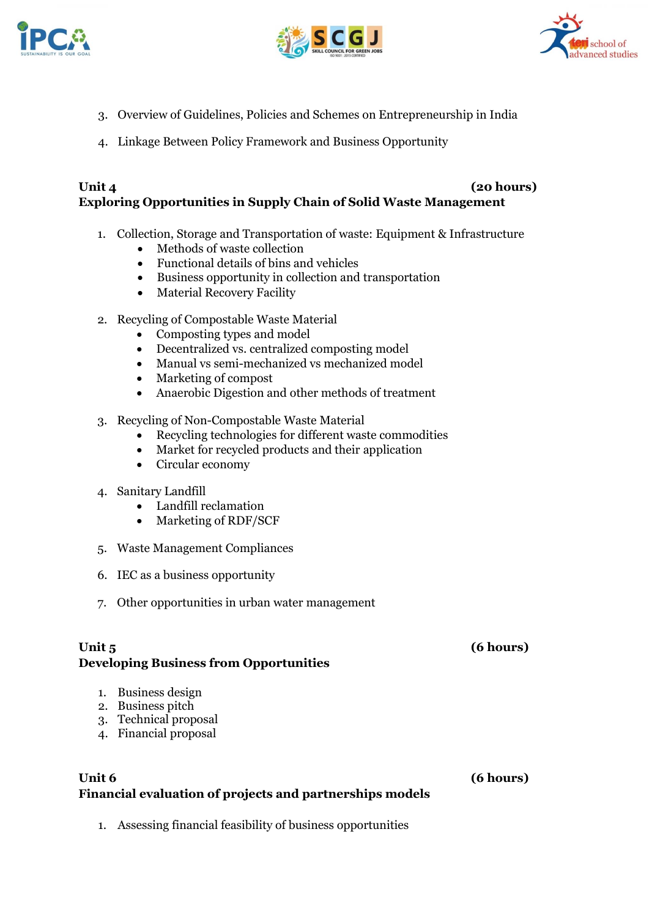3. Overview of Guidelines, Policies and Schemes on Entrepreneurship in India
4. Linkage Between Policy Framework and Business Opportunity

**Unit 4** **(20 hours)**
**Exploring Opportunities in Supply Chain of Solid Waste Management**

1. Collection, Storage and Transportation of waste: Equipment & Infrastructure
   - Methods of waste collection
   - Functional details of bins and vehicles
   - Business opportunity in collection and transportation
   - Material Recovery Facility

2. Recycling of Compostable Waste Material
   - Composting types and model
   - Decentralized vs. centralized composting model
   - Manual vs semi-mechanized vs mechanized model
   - Marketing of compost
   - Anaerobic Digestion and other methods of treatment

3. Recycling of Non-Compostable Waste Material
   - Recycling technologies for different waste commodities
   - Market for recycled products and their application
   - Circular economy

4. Sanitary Landfill
   - Landfill reclamation
   - Marketing of RDF/SCF

5. Waste Management Compliances

6. IEC as a business opportunity

7. Other opportunities in urban water management

**Unit 5** **(6 hours)**
**Developing Business from Opportunities**

1. Business design
2. Business pitch
3. Technical proposal
4. Financial proposal

**Unit 6** **(6 hours)**
**Financial evaluation of projects and partnerships models**

1. Assessing financial feasibility of business opportunities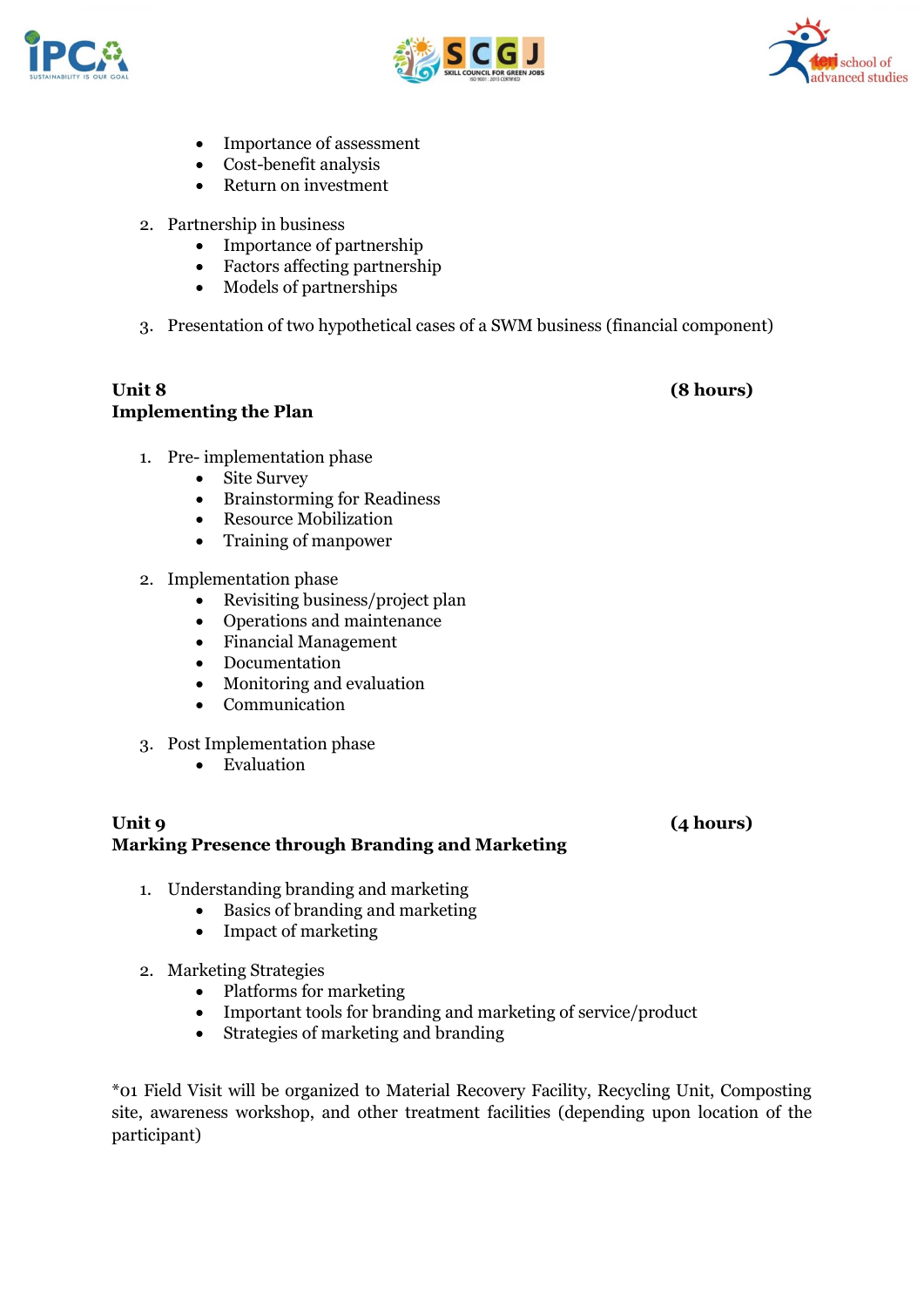- Importance of assessment
- Cost-benefit analysis
- Return on investment

2. Partnership in business
    - Importance of partnership
    - Factors affecting partnership
    - Models of partnerships

3. Presentation of two hypothetical cases of a SWM business (financial component)

**Unit 8** **(8 hours)**
**Implementing the Plan**

1. Pre- implementation phase
    - Site Survey
    - Brainstorming for Readiness
    - Resource Mobilization
    - Training of manpower

2. Implementation phase
    - Revisiting business/project plan
    - Operations and maintenance
    - Financial Management
    - Documentation
    - Monitoring and evaluation
    - Communication

3. Post Implementation phase
    - Evaluation

**Unit 9** **(4 hours)**
**Marking Presence through Branding and Marketing**

1. Understanding branding and marketing
    - Basics of branding and marketing
    - Impact of marketing

2. Marketing Strategies
    - Platforms for marketing
    - Important tools for branding and marketing of service/product
    - Strategies of marketing and branding

*01 Field Visit will be organized to Material Recovery Facility, Recycling Unit, Composting site, awareness workshop, and other treatment facilities (depending upon location of the participant)